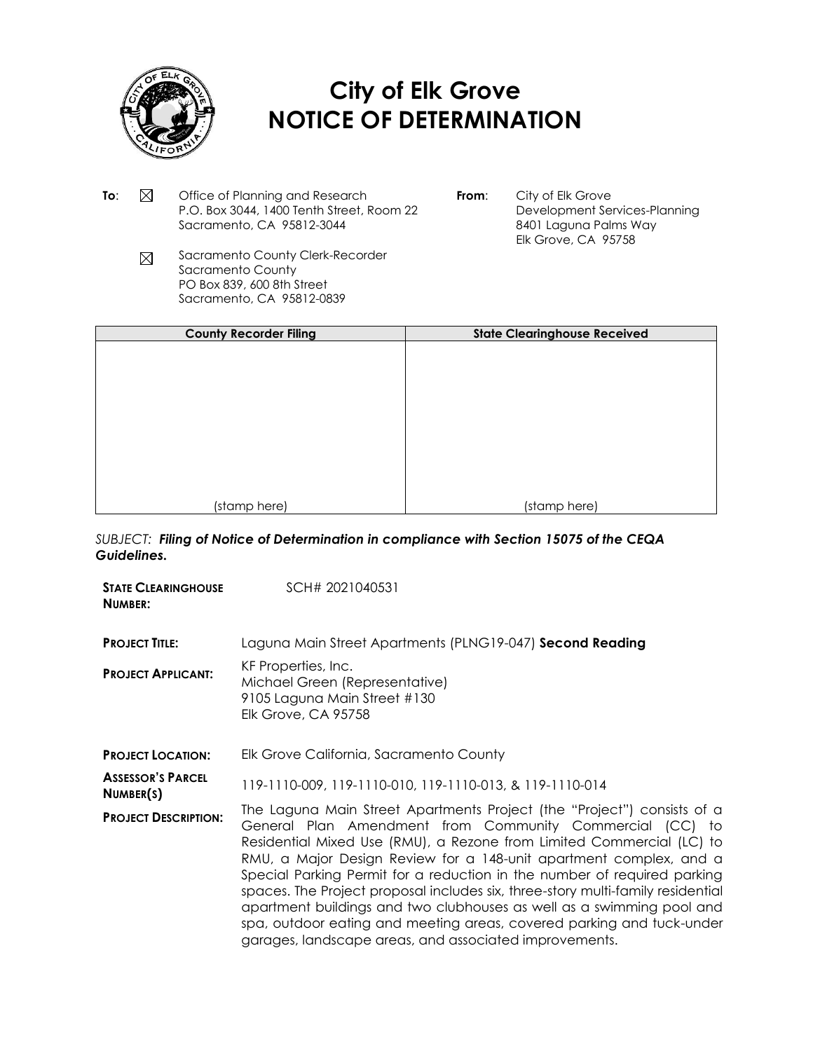# City of Elk Grove
# NOTICE OF DETERMINATION

**To**: ☒ Office of Planning and Research
P.O. Box 3044, 1400 Tenth Street, Room 22
Sacramento, CA 95812-3044

☒ Sacramento County Clerk-Recorder
Sacramento County
PO Box 839, 600 8th Street
Sacramento, CA 95812-0839

**From**: City of Elk Grove
Development Services-Planning
8401 Laguna Palms Way
Elk Grove, CA 95758

| County Recorder Filing | State Clearinghouse Received |
|---|---|
| (stamp here) | (stamp here) |

*SUBJECT: **Filing of Notice of Determination in compliance with Section 15075 of the CEQA Guidelines.***

**STATE CLEARINGHOUSE NUMBER:** SCH# 2021040531

**PROJECT TITLE:** Laguna Main Street Apartments (PLNG19-047) **Second Reading**

**PROJECT APPLICANT:** KF Properties, Inc.
Michael Green (Representative)
9105 Laguna Main Street #130
Elk Grove, CA 95758

**PROJECT LOCATION:** Elk Grove California, Sacramento County

**ASSESSOR'S PARCEL NUMBER(S)** 119-1110-009, 119-1110-010, 119-1110-013, & 119-1110-014

**PROJECT DESCRIPTION:** The Laguna Main Street Apartments Project (the "Project") consists of a General Plan Amendment from Community Commercial (CC) to Residential Mixed Use (RMU), a Rezone from Limited Commercial (LC) to RMU, a Major Design Review for a 148-unit apartment complex, and a Special Parking Permit for a reduction in the number of required parking spaces. The Project proposal includes six, three-story multi-family residential apartment buildings and two clubhouses as well as a swimming pool and spa, outdoor eating and meeting areas, covered parking and tuck-under garages, landscape areas, and associated improvements.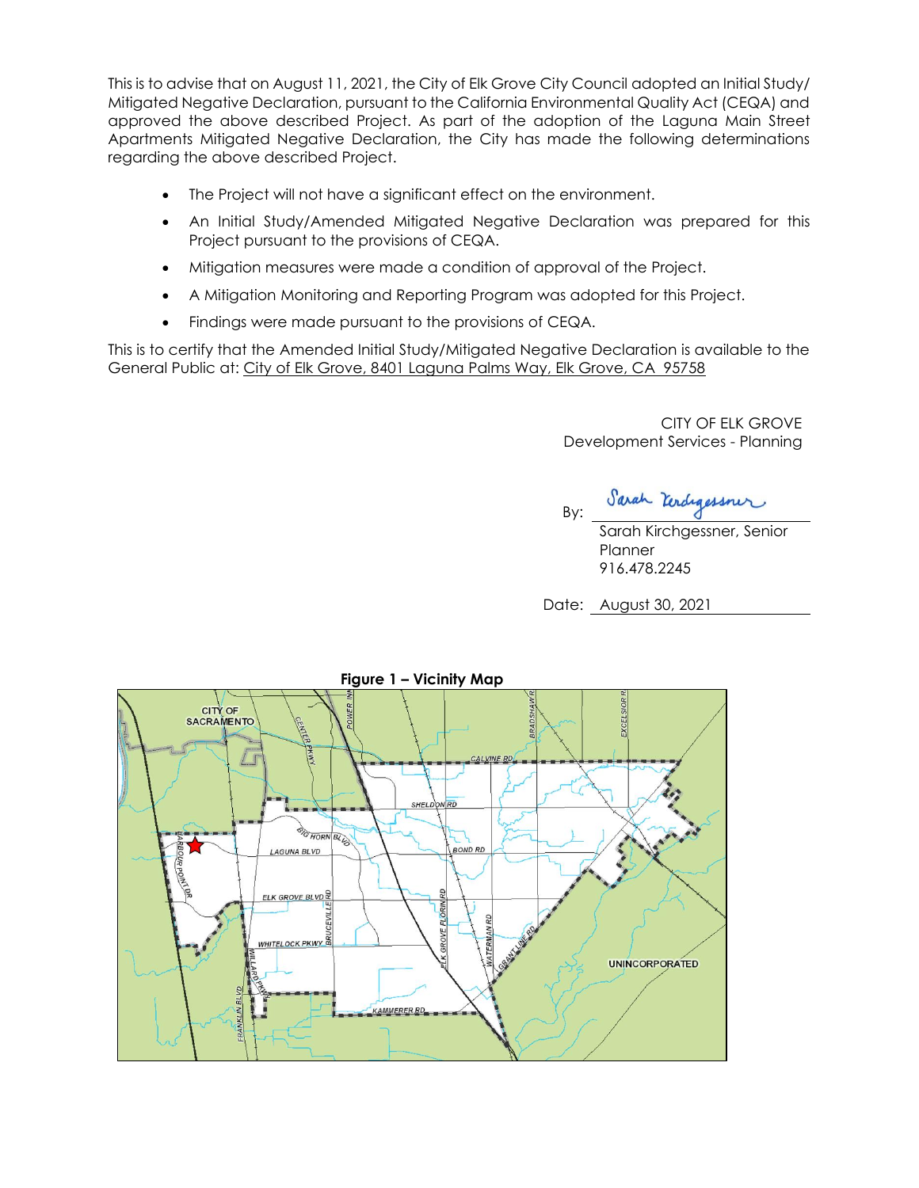This is to advise that on August 11, 2021, the City of Elk Grove City Council adopted an Initial Study/ Mitigated Negative Declaration, pursuant to the California Environmental Quality Act (CEQA) and approved the above described Project. As part of the adoption of the Laguna Main Street Apartments Mitigated Negative Declaration, the City has made the following determinations regarding the above described Project.

- The Project will not have a significant effect on the environment.
- An Initial Study/Amended Mitigated Negative Declaration was prepared for this Project pursuant to the provisions of CEQA.
- Mitigation measures were made a condition of approval of the Project.
- A Mitigation Monitoring and Reporting Program was adopted for this Project.
- Findings were made pursuant to the provisions of CEQA.

This is to certify that the Amended Initial Study/Mitigated Negative Declaration is available to the General Public at: City of Elk Grove, 8401 Laguna Palms Way, Elk Grove, CA 95758

CITY OF ELK GROVE
Development Services - Planning

By: Sarah Kirchgessner
Sarah Kirchgessner, Senior Planner
916.478.2245

Date: August 30, 2021

**Figure 1 – Vicinity Map**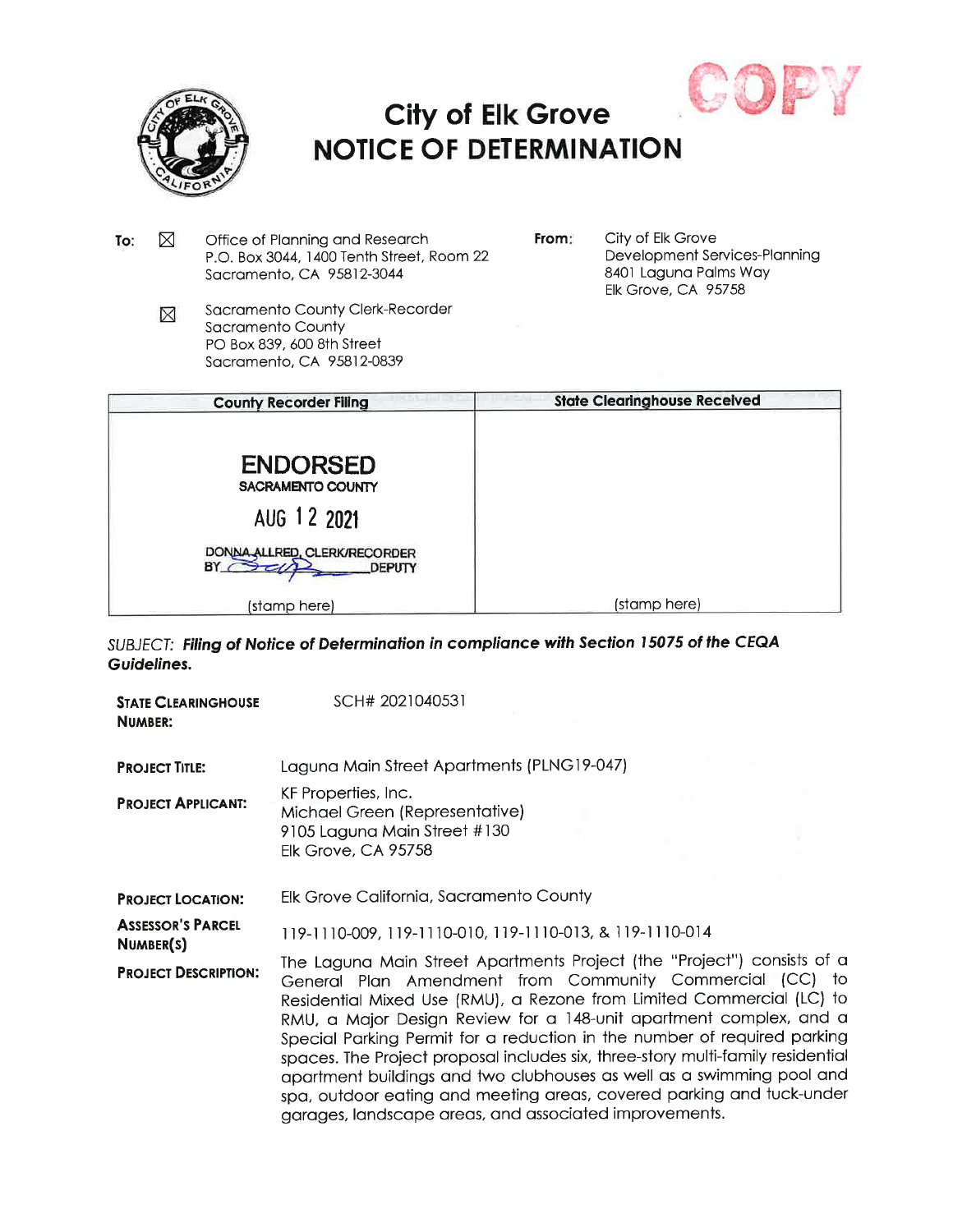# City of Elk Grove
# NOTICE OF DETERMINATION

COPY

**To:** ☒ Office of Planning and Research
P.O. Box 3044, 1400 Tenth Street, Room 22
Sacramento, CA 95812-3044

☒ Sacramento County Clerk-Recorder
Sacramento County
PO Box 839, 600 8th Street
Sacramento, CA 95812-0839

**From:** City of Elk Grove
Development Services-Planning
8401 Laguna Palms Way
Elk Grove, CA 95758

| County Recorder Filing | State Clearinghouse Received |
|---|---|
| ENDORSED<br>SACRAMENTO COUNTY<br>AUG 12 2021<br>DONNA ALLRED, CLERK/RECORDER<br>BY ______ DEPUTY<br>(stamp here) | (stamp here) |

*SUBJECT:* ***Filing of Notice of Determination in compliance with Section 15075 of the CEQA Guidelines.***

**STATE CLEARINGHOUSE NUMBER:** SCH# 2021040531

**PROJECT TITLE:** Laguna Main Street Apartments (PLNG19-047)

**PROJECT APPLICANT:** KF Properties, Inc.
Michael Green (Representative)
9105 Laguna Main Street #130
Elk Grove, CA 95758

**PROJECT LOCATION:** Elk Grove California, Sacramento County

**ASSESSOR'S PARCEL NUMBER(S)** 119-1110-009, 119-1110-010, 119-1110-013, & 119-1110-014

**PROJECT DESCRIPTION:** The Laguna Main Street Apartments Project (the "Project") consists of a General Plan Amendment from Community Commercial (CC) to Residential Mixed Use (RMU), a Rezone from Limited Commercial (LC) to RMU, a Major Design Review for a 148-unit apartment complex, and a Special Parking Permit for a reduction in the number of required parking spaces. The Project proposal includes six, three-story multi-family residential apartment buildings and two clubhouses as well as a swimming pool and spa, outdoor eating and meeting areas, covered parking and tuck-under garages, landscape areas, and associated improvements.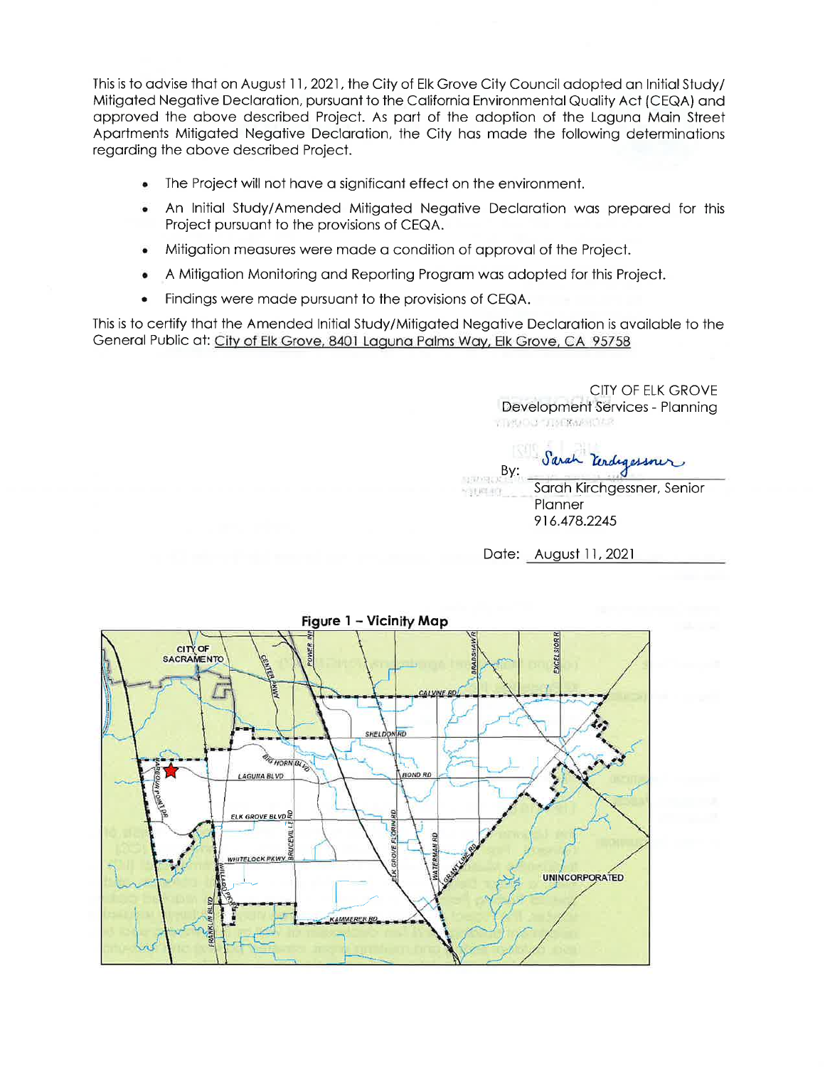This is to advise that on August 11, 2021, the City of Elk Grove City Council adopted an Initial Study/ Mitigated Negative Declaration, pursuant to the California Environmental Quality Act (CEQA) and approved the above described Project. As part of the adoption of the Laguna Main Street Apartments Mitigated Negative Declaration, the City has made the following determinations regarding the above described Project.

- The Project will not have a significant effect on the environment.
- An Initial Study/Amended Mitigated Negative Declaration was prepared for this Project pursuant to the provisions of CEQA.
- Mitigation measures were made a condition of approval of the Project.
- A Mitigation Monitoring and Reporting Program was adopted for this Project.
- Findings were made pursuant to the provisions of CEQA.

This is to certify that the Amended Initial Study/Mitigated Negative Declaration is available to the General Public at: City of Elk Grove, 8401 Laguna Palms Way, Elk Grove, CA 95758

CITY OF ELK GROVE
Development Services - Planning

By: *Sarah Kirchgessner*

Sarah Kirchgessner, Senior Planner
916.478.2245

Date: August 11, 2021

**Figure 1 – Vicinity Map**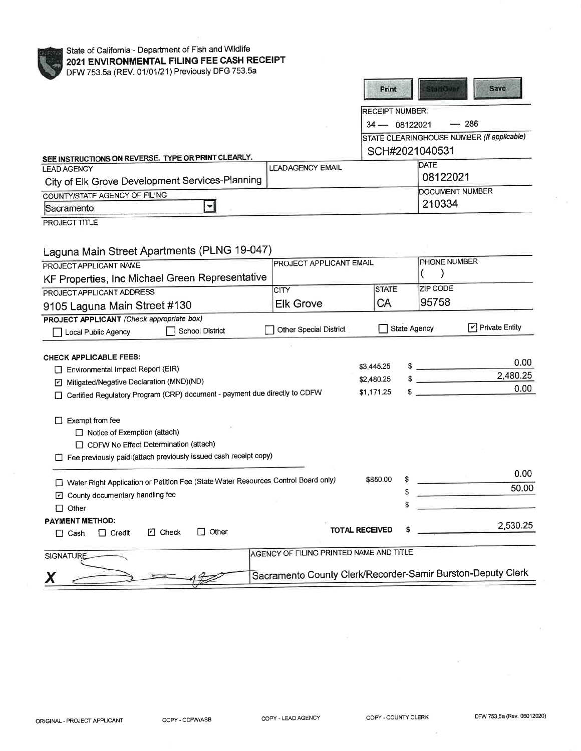State of California - Department of Fish and Wildlife

# 2021 ENVIRONMENTAL FILING FEE CASH RECEIPT

DFW 753.5a (REV. 01/01/21) Previously DFG 753.5a

Print | StartOver | Save

**RECEIPT NUMBER:** 34 — 08122021 — 286

**STATE CLEARINGHOUSE NUMBER** *(If applicable)*: SCH#2021040531

**SEE INSTRUCTIONS ON REVERSE. TYPE OR PRINT CLEARLY.**

| LEAD AGENCY | LEAD AGENCY EMAIL | DATE |
|---|---|---|
| City of Elk Grove Development Services-Planning | | 08122021 |

| COUNTY/STATE AGENCY OF FILING | DOCUMENT NUMBER |
|---|---|
| Sacramento | 210334 |

PROJECT TITLE

Laguna Main Street Apartments (PLNG 19-047)

| PROJECT APPLICANT NAME | PROJECT APPLICANT EMAIL | PHONE NUMBER |
|---|---|---|
| KF Properties, Inc Michael Green Representative | | ( ) |

| PROJECT APPLICANT ADDRESS | CITY | STATE | ZIP CODE |
|---|---|---|---|
| 9105 Laguna Main Street #130 | Elk Grove | CA | 95758 |

**PROJECT APPLICANT** *(Check appropriate box)*

- ☐ Local Public Agency
- ☐ School District
- ☐ Other Special District
- ☐ State Agency
- ☑ Private Entity

**CHECK APPLICABLE FEES:**

| Fee | Amount | $ |
|---|---|---|
| ☐ Environmental Impact Report (EIR) | $3,445.25 | 0.00 |
| ☑ Mitigated/Negative Declaration (MND)(ND) | $2,480.25 | 2,480.25 |
| ☐ Certified Regulatory Program (CRP) document - payment due directly to CDFW | $1,171.25 | 0.00 |

- ☐ Exempt from fee
  - ☐ Notice of Exemption (attach)
  - ☐ CDFW No Effect Determination (attach)
- ☐ Fee previously paid (attach previously issued cash receipt copy)

| Fee | Amount | $ |
|---|---|---|
| ☐ Water Right Application or Petition Fee (State Water Resources Control Board only) | $850.00 | 0.00 |
| ☑ County documentary handling fee | | 50.00 |
| ☐ Other | | |

**PAYMENT METHOD:**

☐ Cash ☐ Credit ☑ Check ☐ Other

**TOTAL RECEIVED** $ 2,530.25

| SIGNATURE | AGENCY OF FILING PRINTED NAME AND TITLE |
|---|---|
| X [signature] | Sacramento County Clerk/Recorder-Samir Burston-Deputy Clerk |

ORIGINAL - PROJECT APPLICANT COPY - CDFW/ASB COPY - LEAD AGENCY COPY - COUNTY CLERK DFW 753.5a (Rev. 06012020)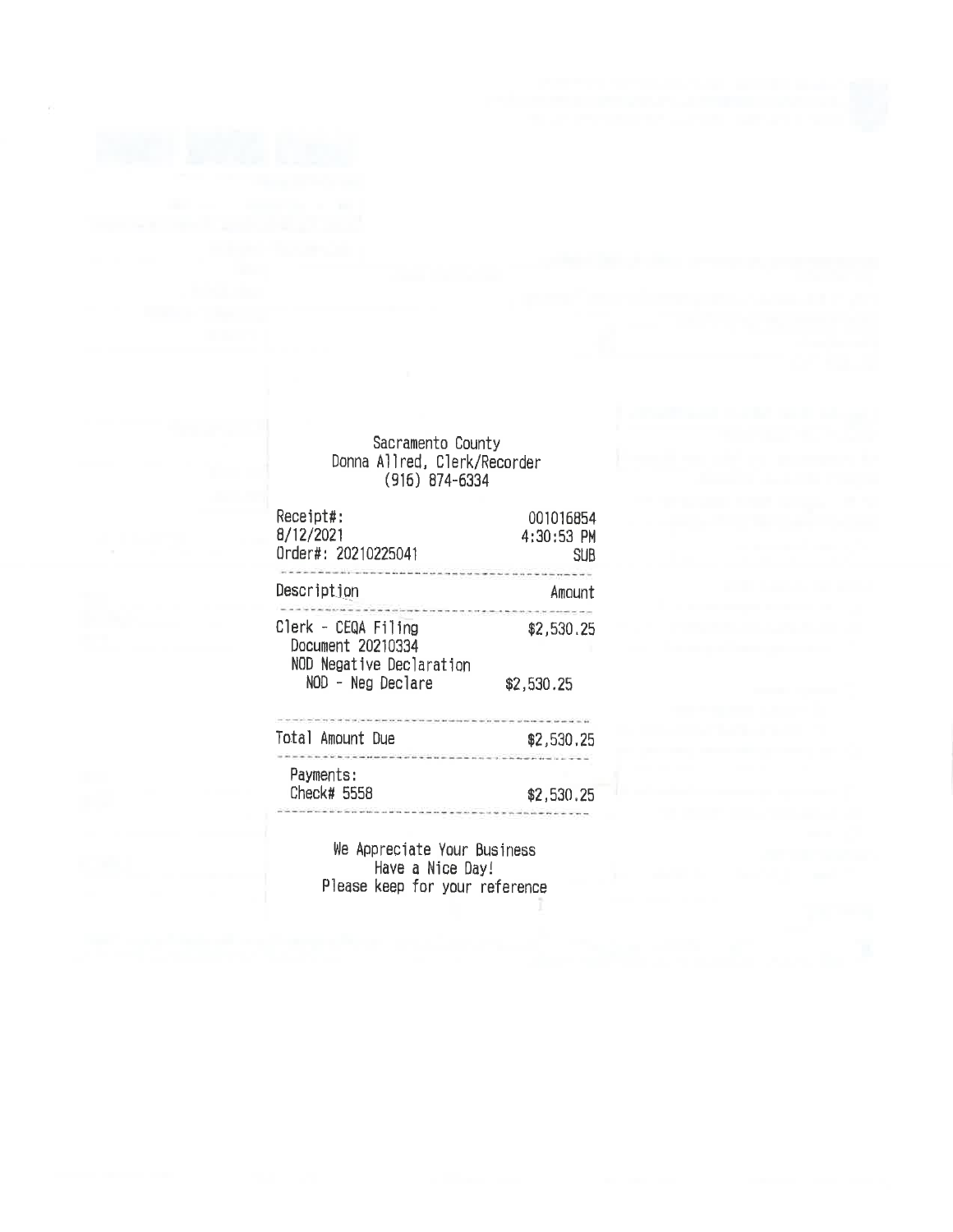Sacramento County
Donna Allred, Clerk/Recorder
(916) 874-6334

| | |
|---|---|
| Receipt#: | 001016854 |
| 8/12/2021 | 4:30:53 PM |
| Order#: 20210225041 | SUB |

| Description | Amount |
|---|---|
| Clerk - CEQA Filing | $2,530.25 |
| Document 20210334 | |
| NOD Negative Declaration | |
| NOD - Neg Declare | $2,530.25 |
| Total Amount Due | $2,530.25 |
| Payments: | |
| Check# 5558 | $2,530.25 |

We Appreciate Your Business
Have a Nice Day!
Please keep for your reference